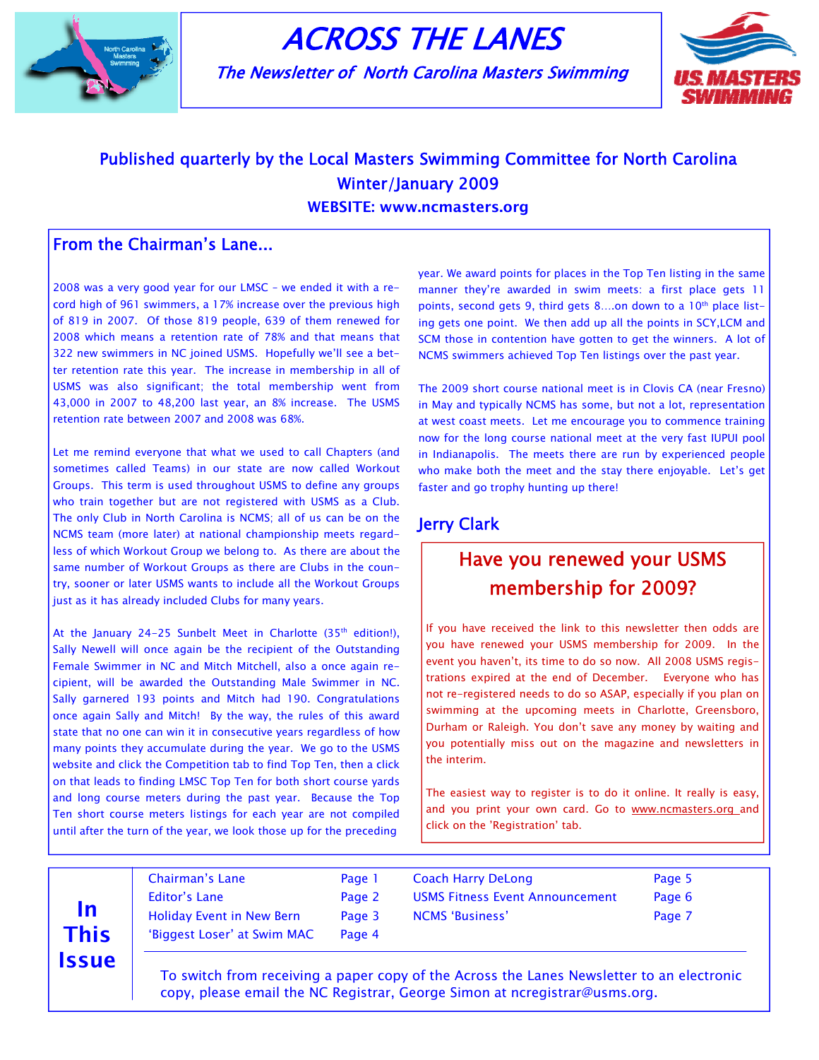# ACROSS THE LANES

*The Newsletter of North Carolina Masters Swimming*

**Published quarterly by the Local Masters Swimming Committee for North Carolina**
**Winter/January 2009**
**WEBSITE: www.ncmasters.org**

## From the Chairman's Lane...

2008 was a very good year for our LMSC – we ended it with a record high of 961 swimmers, a 17% increase over the previous high of 819 in 2007. Of those 819 people, 639 of them renewed for 2008 which means a retention rate of 78% and that means that 322 new swimmers in NC joined USMS. Hopefully we'll see a better retention rate this year. The increase in membership in all of USMS was also significant; the total membership went from 43,000 in 2007 to 48,200 last year, an 8% increase. The USMS retention rate between 2007 and 2008 was 68%.

Let me remind everyone that what we used to call Chapters (and sometimes called Teams) in our state are now called Workout Groups. This term is used throughout USMS to define any groups who train together but are not registered with USMS as a Club. The only Club in North Carolina is NCMS; all of us can be on the NCMS team (more later) at national championship meets regardless of which Workout Group we belong to. As there are about the same number of Workout Groups as there are Clubs in the country, sooner or later USMS wants to include all the Workout Groups just as it has already included Clubs for many years.

At the January 24-25 Sunbelt Meet in Charlotte (35th edition!), Sally Newell will once again be the recipient of the Outstanding Female Swimmer in NC and Mitch Mitchell, also a once again recipient, will be awarded the Outstanding Male Swimmer in NC. Sally garnered 193 points and Mitch had 190. Congratulations once again Sally and Mitch! By the way, the rules of this award state that no one can win it in consecutive years regardless of how many points they accumulate during the year. We go to the USMS website and click the Competition tab to find Top Ten, then a click on that leads to finding LMSC Top Ten for both short course yards and long course meters during the past year. Because the Top Ten short course meters listings for each year are not compiled until after the turn of the year, we look those up for the preceding year. We award points for places in the Top Ten listing in the same manner they're awarded in swim meets: a first place gets 11 points, second gets 9, third gets 8….on down to a 10th place listing gets one point. We then add up all the points in SCY,LCM and SCM those in contention have gotten to get the winners. A lot of NCMS swimmers achieved Top Ten listings over the past year.

The 2009 short course national meet is in Clovis CA (near Fresno) in May and typically NCMS has some, but not a lot, representation at west coast meets. Let me encourage you to commence training now for the long course national meet at the very fast IUPUI pool in Indianapolis. The meets there are run by experienced people who make both the meet and the stay there enjoyable. Let's get faster and go trophy hunting up there!

## Jerry Clark

## Have you renewed your USMS membership for 2009?

If you have received the link to this newsletter then odds are you have renewed your USMS membership for 2009. In the event you haven't, its time to do so now. All 2008 USMS registrations expired at the end of December. Everyone who has not re-registered needs to do so ASAP, especially if you plan on swimming at the upcoming meets in Charlotte, Greensboro, Durham or Raleigh. You don't save any money by waiting and you potentially miss out on the magazine and newsletters in the interim.

The easiest way to register is to do it online. It really is easy, and you print your own card. Go to www.ncmasters.org and click on the 'Registration' tab.

## In This Issue

| | |
|---|---|
| Chairman's Lane | Page 1 |
| Editor's Lane | Page 2 |
| Holiday Event in New Bern | Page 3 |
| 'Biggest Loser' at Swim MAC | Page 4 |
| Coach Harry DeLong | Page 5 |
| USMS Fitness Event Announcement | Page 6 |
| NCMS 'Business' | Page 7 |

To switch from receiving a paper copy of the Across the Lanes Newsletter to an electronic copy, please email the NC Registrar, George Simon at ncregistrar@usms.org.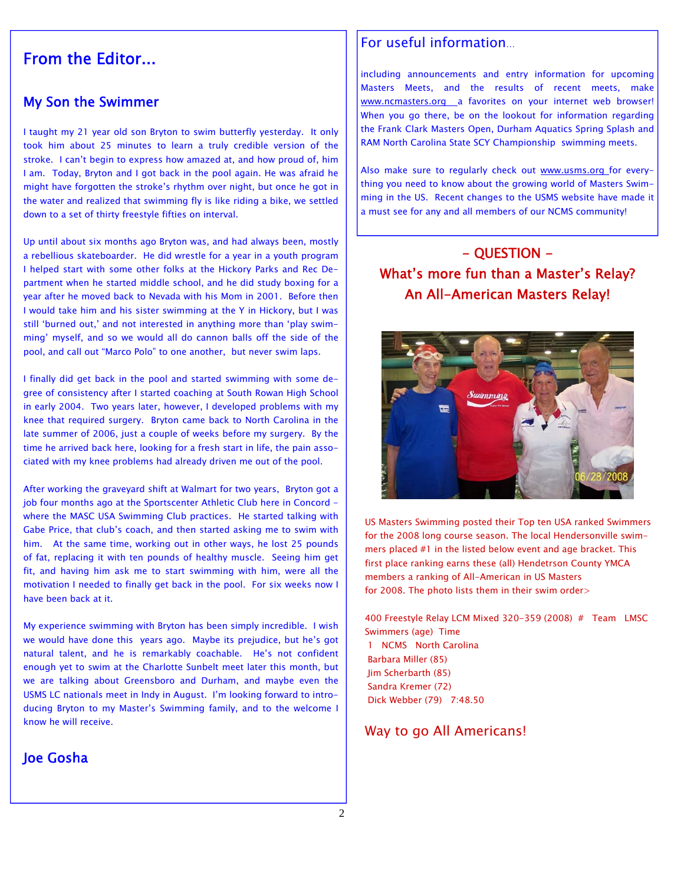## From the Editor...

### My Son the Swimmer

I taught my 21 year old son Bryton to swim butterfly yesterday. It only took him about 25 minutes to learn a truly credible version of the stroke. I can't begin to express how amazed at, and how proud of, him I am. Today, Bryton and I got back in the pool again. He was afraid he might have forgotten the stroke's rhythm over night, but once he got in the water and realized that swimming fly is like riding a bike, we settled down to a set of thirty freestyle fifties on interval.

Up until about six months ago Bryton was, and had always been, mostly a rebellious skateboarder. He did wrestle for a year in a youth program I helped start with some other folks at the Hickory Parks and Rec Department when he started middle school, and he did study boxing for a year after he moved back to Nevada with his Mom in 2001. Before then I would take him and his sister swimming at the Y in Hickory, but I was still 'burned out,' and not interested in anything more than 'play swimming' myself, and so we would all do cannon balls off the side of the pool, and call out "Marco Polo" to one another, but never swim laps.

I finally did get back in the pool and started swimming with some degree of consistency after I started coaching at South Rowan High School in early 2004. Two years later, however, I developed problems with my knee that required surgery. Bryton came back to North Carolina in the late summer of 2006, just a couple of weeks before my surgery. By the time he arrived back here, looking for a fresh start in life, the pain associated with my knee problems had already driven me out of the pool.

After working the graveyard shift at Walmart for two years, Bryton got a job four months ago at the Sportscenter Athletic Club here in Concord – where the MASC USA Swimming Club practices. He started talking with Gabe Price, that club's coach, and then started asking me to swim with him. At the same time, working out in other ways, he lost 25 pounds of fat, replacing it with ten pounds of healthy muscle. Seeing him get fit, and having him ask me to start swimming with him, were all the motivation I needed to finally get back in the pool. For six weeks now I have been back at it.

My experience swimming with Bryton has been simply incredible. I wish we would have done this years ago. Maybe its prejudice, but he's got natural talent, and he is remarkably coachable. He's not confident enough yet to swim at the Charlotte Sunbelt meet later this month, but we are talking about Greensboro and Durham, and maybe even the USMS LC nationals meet in Indy in August. I'm looking forward to introducing Bryton to my Master's Swimming family, and to the welcome I know he will receive.

**Joe Gosha**

## For useful information...

including announcements and entry information for upcoming Masters Meets, and the results of recent meets, make www.ncmasters.org a favorites on your internet web browser! When you go there, be on the lookout for information regarding the Frank Clark Masters Open, Durham Aquatics Spring Splash and RAM North Carolina State SCY Championship swimming meets.

Also make sure to regularly check out www.usms.org for everything you need to know about the growing world of Masters Swimming in the US. Recent changes to the USMS website have made it a must see for any and all members of our NCMS community!

## - QUESTION -

## What's more fun than a Master's Relay? An All-American Masters Relay!

US Masters Swimming posted their Top ten USA ranked Swimmers for the 2008 long course season. The local Hendersonville swimmers placed #1 in the listed below event and age bracket. This first place ranking earns these (all) Hendetrson County YMCA members a ranking of All-American in US Masters for 2008. The photo lists them in their swim order>

400 Freestyle Relay LCM Mixed 320-359 (2008) # Team LMSC Swimmers (age) Time

1 NCMS North Carolina

Barbara Miller (85)

Jim Scherbarth (85)

Sandra Kremer (72)

Dick Webber (79) 7:48.50

Way to go All Americans!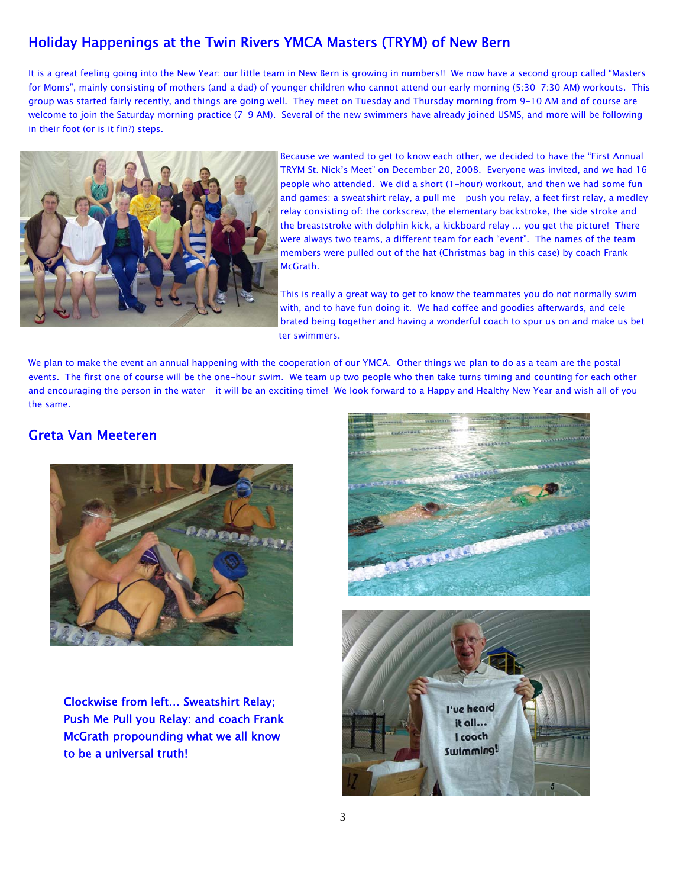## Holiday Happenings at the Twin Rivers YMCA Masters (TRYM) of New Bern

It is a great feeling going into the New Year: our little team in New Bern is growing in numbers!! We now have a second group called "Masters for Moms", mainly consisting of mothers (and a dad) of younger children who cannot attend our early morning (5:30-7:30 AM) workouts. This group was started fairly recently, and things are going well. They meet on Tuesday and Thursday morning from 9-10 AM and of course are welcome to join the Saturday morning practice (7-9 AM). Several of the new swimmers have already joined USMS, and more will be following in their foot (or is it fin?) steps.

Because we wanted to get to know each other, we decided to have the "First Annual TRYM St. Nick's Meet" on December 20, 2008. Everyone was invited, and we had 16 people who attended. We did a short (1-hour) workout, and then we had some fun and games: a sweatshirt relay, a pull me – push you relay, a feet first relay, a medley relay consisting of: the corkscrew, the elementary backstroke, the side stroke and the breaststroke with dolphin kick, a kickboard relay ... you get the picture! There were always two teams, a different team for each "event". The names of the team members were pulled out of the hat (Christmas bag in this case) by coach Frank McGrath.

This is really a great way to get to know the teammates you do not normally swim with, and to have fun doing it. We had coffee and goodies afterwards, and celebrated being together and having a wonderful coach to spur us on and make us better swimmers.

We plan to make the event an annual happening with the cooperation of our YMCA. Other things we plan to do as a team are the postal events. The first one of course will be the one-hour swim. We team up two people who then take turns timing and counting for each other and encouraging the person in the water – it will be an exciting time! We look forward to a Happy and Healthy New Year and wish all of you the same.

## Greta Van Meeteren

**Clockwise from left... Sweatshirt Relay; Push Me Pull you Relay: and coach Frank McGrath propounding what we all know to be a universal truth!**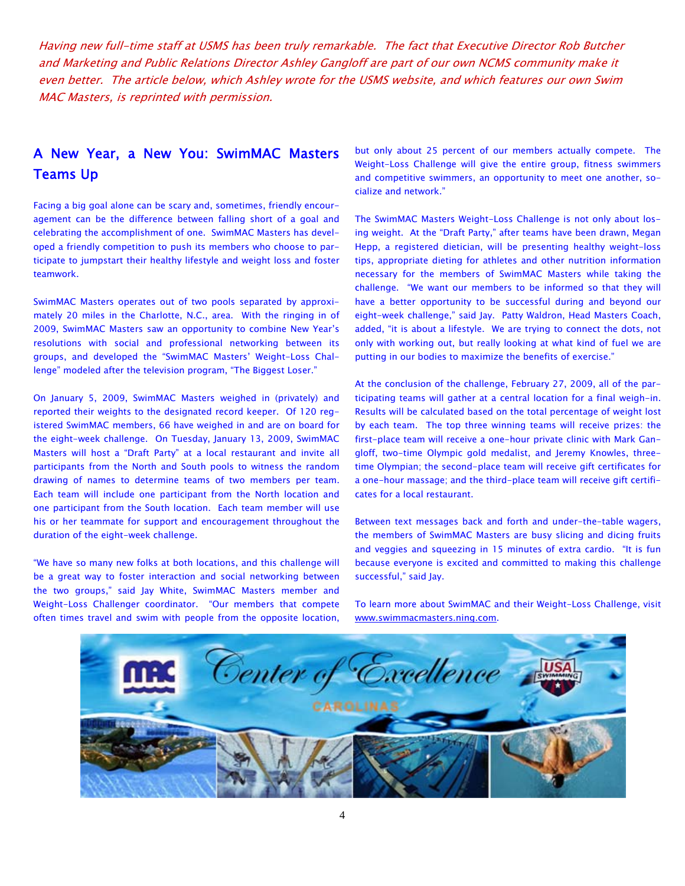*Having new full-time staff at USMS has been truly remarkable. The fact that Executive Director Rob Butcher and Marketing and Public Relations Director Ashley Gangloff are part of our own NCMS community make it even better. The article below, which Ashley wrote for the USMS website, and which features our own Swim MAC Masters, is reprinted with permission.*

## A New Year, a New You: SwimMAC Masters Teams Up

Facing a big goal alone can be scary and, sometimes, friendly encouragement can be the difference between falling short of a goal and celebrating the accomplishment of one. SwimMAC Masters has developed a friendly competition to push its members who choose to participate to jumpstart their healthy lifestyle and weight loss and foster teamwork.

SwimMAC Masters operates out of two pools separated by approximately 20 miles in the Charlotte, N.C., area. With the ringing in of 2009, SwimMAC Masters saw an opportunity to combine New Year's resolutions with social and professional networking between its groups, and developed the "SwimMAC Masters' Weight-Loss Challenge" modeled after the television program, "The Biggest Loser."

On January 5, 2009, SwimMAC Masters weighed in (privately) and reported their weights to the designated record keeper. Of 120 registered SwimMAC members, 66 have weighed in and are on board for the eight-week challenge. On Tuesday, January 13, 2009, SwimMAC Masters will host a "Draft Party" at a local restaurant and invite all participants from the North and South pools to witness the random drawing of names to determine teams of two members per team. Each team will include one participant from the North location and one participant from the South location. Each team member will use his or her teammate for support and encouragement throughout the duration of the eight-week challenge.

"We have so many new folks at both locations, and this challenge will be a great way to foster interaction and social networking between the two groups," said Jay White, SwimMAC Masters member and Weight-Loss Challenger coordinator. "Our members that compete often times travel and swim with people from the opposite location, but only about 25 percent of our members actually compete. The Weight-Loss Challenge will give the entire group, fitness swimmers and competitive swimmers, an opportunity to meet one another, socialize and network."

The SwimMAC Masters Weight-Loss Challenge is not only about losing weight. At the "Draft Party," after teams have been drawn, Megan Hepp, a registered dietician, will be presenting healthy weight-loss tips, appropriate dieting for athletes and other nutrition information necessary for the members of SwimMAC Masters while taking the challenge. "We want our members to be informed so that they will have a better opportunity to be successful during and beyond our eight-week challenge," said Jay. Patty Waldron, Head Masters Coach, added, "it is about a lifestyle. We are trying to connect the dots, not only with working out, but really looking at what kind of fuel we are putting in our bodies to maximize the benefits of exercise."

At the conclusion of the challenge, February 27, 2009, all of the participating teams will gather at a central location for a final weigh-in. Results will be calculated based on the total percentage of weight lost by each team. The top three winning teams will receive prizes: the first-place team will receive a one-hour private clinic with Mark Gangloff, two-time Olympic gold medalist, and Jeremy Knowles, three-time Olympian; the second-place team will receive gift certificates for a one-hour massage; and the third-place team will receive gift certificates for a local restaurant.

Between text messages back and forth and under-the-table wagers, the members of SwimMAC Masters are busy slicing and dicing fruits and veggies and squeezing in 15 minutes of extra cardio. "It is fun because everyone is excited and committed to making this challenge successful," said Jay.

To learn more about SwimMAC and their Weight-Loss Challenge, visit www.swimmacmasters.ning.com.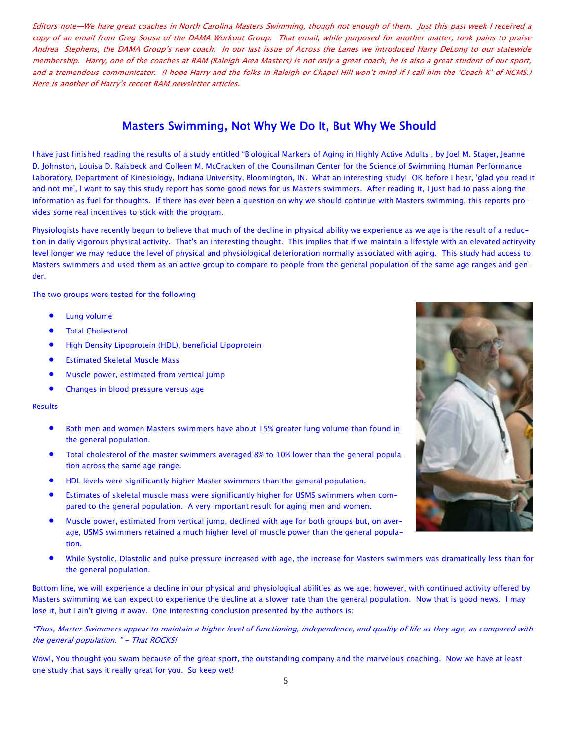*Editors note—We have great coaches in North Carolina Masters Swimming, though not enough of them. Just this past week I received a copy of an email from Greg Sousa of the DAMA Workout Group. That email, while purposed for another matter, took pains to praise Andrea Stephens, the DAMA Group's new coach. In our last issue of Across the Lanes we introduced Harry DeLong to our statewide membership. Harry, one of the coaches at RAM (Raleigh Area Masters) is not only a great coach, he is also a great student of our sport, and a tremendous communicator. (I hope Harry and the folks in Raleigh or Chapel Hill won't mind if I call him the 'Coach K' of NCMS.) Here is another of Harry's recent RAM newsletter articles.*

## Masters Swimming, Not Why We Do It, But Why We Should

I have just finished reading the results of a study entitled "Biological Markers of Aging in Highly Active Adults , by Joel M. Stager, Jeanne D. Johnston, Louisa D. Raisbeck and Colleen M. McCracken of the Counsilman Center for the Science of Swimming Human Performance Laboratory, Department of Kinesiology, Indiana University, Bloomington, IN. What an interesting study! OK before I hear, 'glad you read it and not me', I want to say this study report has some good news for us Masters swimmers. After reading it, I just had to pass along the information as fuel for thoughts. If there has ever been a question on why we should continue with Masters swimming, this reports provides some real incentives to stick with the program.

Physiologists have recently begun to believe that much of the decline in physical ability we experience as we age is the result of a reduction in daily vigorous physical activity. That's an interesting thought. This implies that if we maintain a lifestyle with an elevated actiryvity level longer we may reduce the level of physical and physiological deterioration normally associated with aging. This study had access to Masters swimmers and used them as an active group to compare to people from the general population of the same age ranges and gender.

The two groups were tested for the following

- Lung volume
- Total Cholesterol
- High Density Lipoprotein (HDL), beneficial Lipoprotein
- Estimated Skeletal Muscle Mass
- Muscle power, estimated from vertical jump
- Changes in blood pressure versus age

Results

- Both men and women Masters swimmers have about 15% greater lung volume than found in the general population.
- Total cholesterol of the master swimmers averaged 8% to 10% lower than the general population across the same age range.
- HDL levels were significantly higher Master swimmers than the general population.
- Estimates of skeletal muscle mass were significantly higher for USMS swimmers when compared to the general population. A very important result for aging men and women.
- Muscle power, estimated from vertical jump, declined with age for both groups but, on average, USMS swimmers retained a much higher level of muscle power than the general population.
- While Systolic, Diastolic and pulse pressure increased with age, the increase for Masters swimmers was dramatically less than for the general population.

Bottom line, we will experience a decline in our physical and physiological abilities as we age; however, with continued activity offered by Masters swimming we can expect to experience the decline at a slower rate than the general population. Now that is good news. I may lose it, but I ain't giving it away. One interesting conclusion presented by the authors is:

*"Thus, Master Swimmers appear to maintain a higher level of functioning, independence, and quality of life as they age, as compared with the general population. " - That ROCKS!*

Wow!, You thought you swam because of the great sport, the outstanding company and the marvelous coaching. Now we have at least one study that says it really great for you. So keep wet!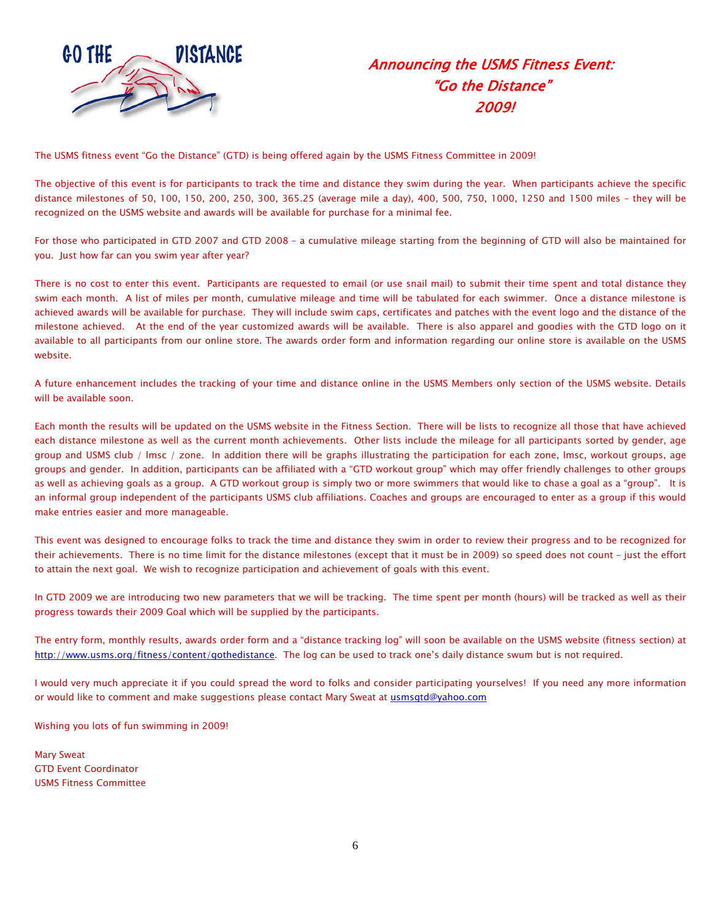# Announcing the USMS Fitness Event: "Go the Distance" 2009!

The USMS fitness event "Go the Distance" (GTD) is being offered again by the USMS Fitness Committee in 2009!

The objective of this event is for participants to track the time and distance they swim during the year. When participants achieve the specific distance milestones of 50, 100, 150, 200, 250, 300, 365.25 (average mile a day), 400, 500, 750, 1000, 1250 and 1500 miles – they will be recognized on the USMS website and awards will be available for purchase for a minimal fee.

For those who participated in GTD 2007 and GTD 2008 – a cumulative mileage starting from the beginning of GTD will also be maintained for you. Just how far can you swim year after year?

There is no cost to enter this event. Participants are requested to email (or use snail mail) to submit their time spent and total distance they swim each month. A list of miles per month, cumulative mileage and time will be tabulated for each swimmer. Once a distance milestone is achieved awards will be available for purchase. They will include swim caps, certificates and patches with the event logo and the distance of the milestone achieved. At the end of the year customized awards will be available. There is also apparel and goodies with the GTD logo on it available to all participants from our online store. The awards order form and information regarding our online store is available on the USMS website.

A future enhancement includes the tracking of your time and distance online in the USMS Members only section of the USMS website. Details will be available soon.

Each month the results will be updated on the USMS website in the Fitness Section. There will be lists to recognize all those that have achieved each distance milestone as well as the current month achievements. Other lists include the mileage for all participants sorted by gender, age group and USMS club / lmsc / zone. In addition there will be graphs illustrating the participation for each zone, lmsc, workout groups, age groups and gender. In addition, participants can be affiliated with a "GTD workout group" which may offer friendly challenges to other groups as well as achieving goals as a group. A GTD workout group is simply two or more swimmers that would like to chase a goal as a "group". It is an informal group independent of the participants USMS club affiliations. Coaches and groups are encouraged to enter as a group if this would make entries easier and more manageable.

This event was designed to encourage folks to track the time and distance they swim in order to review their progress and to be recognized for their achievements. There is no time limit for the distance milestones (except that it must be in 2009) so speed does not count – just the effort to attain the next goal. We wish to recognize participation and achievement of goals with this event.

In GTD 2009 we are introducing two new parameters that we will be tracking. The time spent per month (hours) will be tracked as well as their progress towards their 2009 Goal which will be supplied by the participants.

The entry form, monthly results, awards order form and a "distance tracking log" will soon be available on the USMS website (fitness section) at http://www.usms.org/fitness/content/gothedistance. The log can be used to track one's daily distance swum but is not required.

I would very much appreciate it if you could spread the word to folks and consider participating yourselves! If you need any more information or would like to comment and make suggestions please contact Mary Sweat at usmsgtd@yahoo.com

Wishing you lots of fun swimming in 2009!

Mary Sweat  
GTD Event Coordinator  
USMS Fitness Committee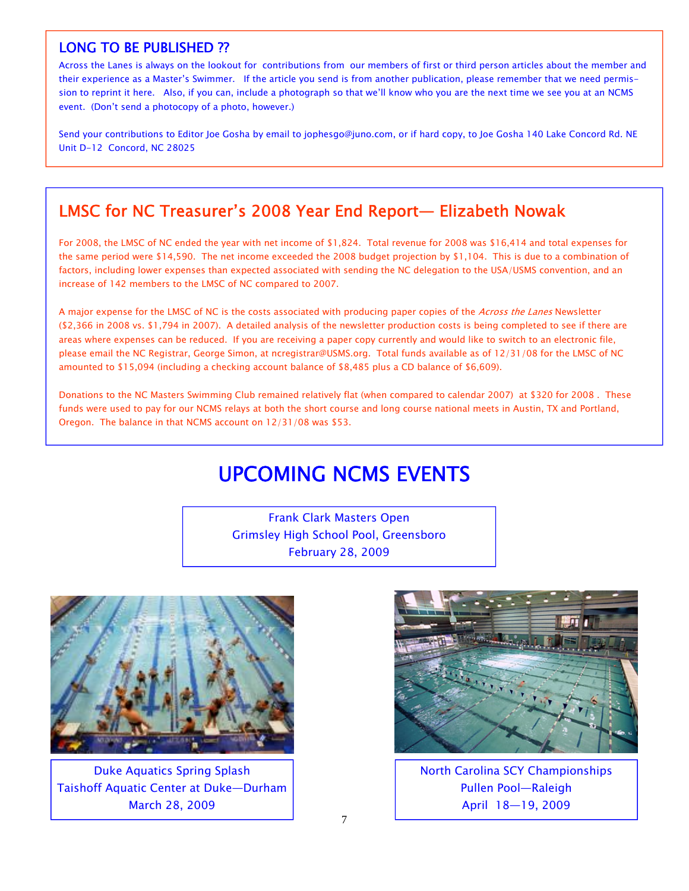## LONG TO BE PUBLISHED ??

Across the Lanes is always on the lookout for contributions from our members of first or third person articles about the member and their experience as a Master's Swimmer. If the article you send is from another publication, please remember that we need permission to reprint it here. Also, if you can, include a photograph so that we'll know who you are the next time we see you at an NCMS event. (Don't send a photocopy of a photo, however.)

Send your contributions to Editor Joe Gosha by email to jophesgo@juno.com, or if hard copy, to Joe Gosha 140 Lake Concord Rd. NE Unit D-12 Concord, NC 28025

## LMSC for NC Treasurer's 2008 Year End Report— Elizabeth Nowak

For 2008, the LMSC of NC ended the year with net income of $1,824. Total revenue for 2008 was $16,414 and total expenses for the same period were $14,590. The net income exceeded the 2008 budget projection by $1,104. This is due to a combination of factors, including lower expenses than expected associated with sending the NC delegation to the USA/USMS convention, and an increase of 142 members to the LMSC of NC compared to 2007.

A major expense for the LMSC of NC is the costs associated with producing paper copies of the *Across the Lanes* Newsletter ($2,366 in 2008 vs. $1,794 in 2007). A detailed analysis of the newsletter production costs is being completed to see if there are areas where expenses can be reduced. If you are receiving a paper copy currently and would like to switch to an electronic file, please email the NC Registrar, George Simon, at ncregistrar@USMS.org. Total funds available as of 12/31/08 for the LMSC of NC amounted to $15,094 (including a checking account balance of $8,485 plus a CD balance of $6,609).

Donations to the NC Masters Swimming Club remained relatively flat (when compared to calendar 2007) at $320 for 2008 . These funds were used to pay for our NCMS relays at both the short course and long course national meets in Austin, TX and Portland, Oregon. The balance in that NCMS account on 12/31/08 was $53.

# UPCOMING NCMS EVENTS

Frank Clark Masters Open
Grimsley High School Pool, Greensboro
February 28, 2009

Duke Aquatics Spring Splash
Taishoff Aquatic Center at Duke—Durham
March 28, 2009

North Carolina SCY Championships
Pullen Pool—Raleigh
April 18—19, 2009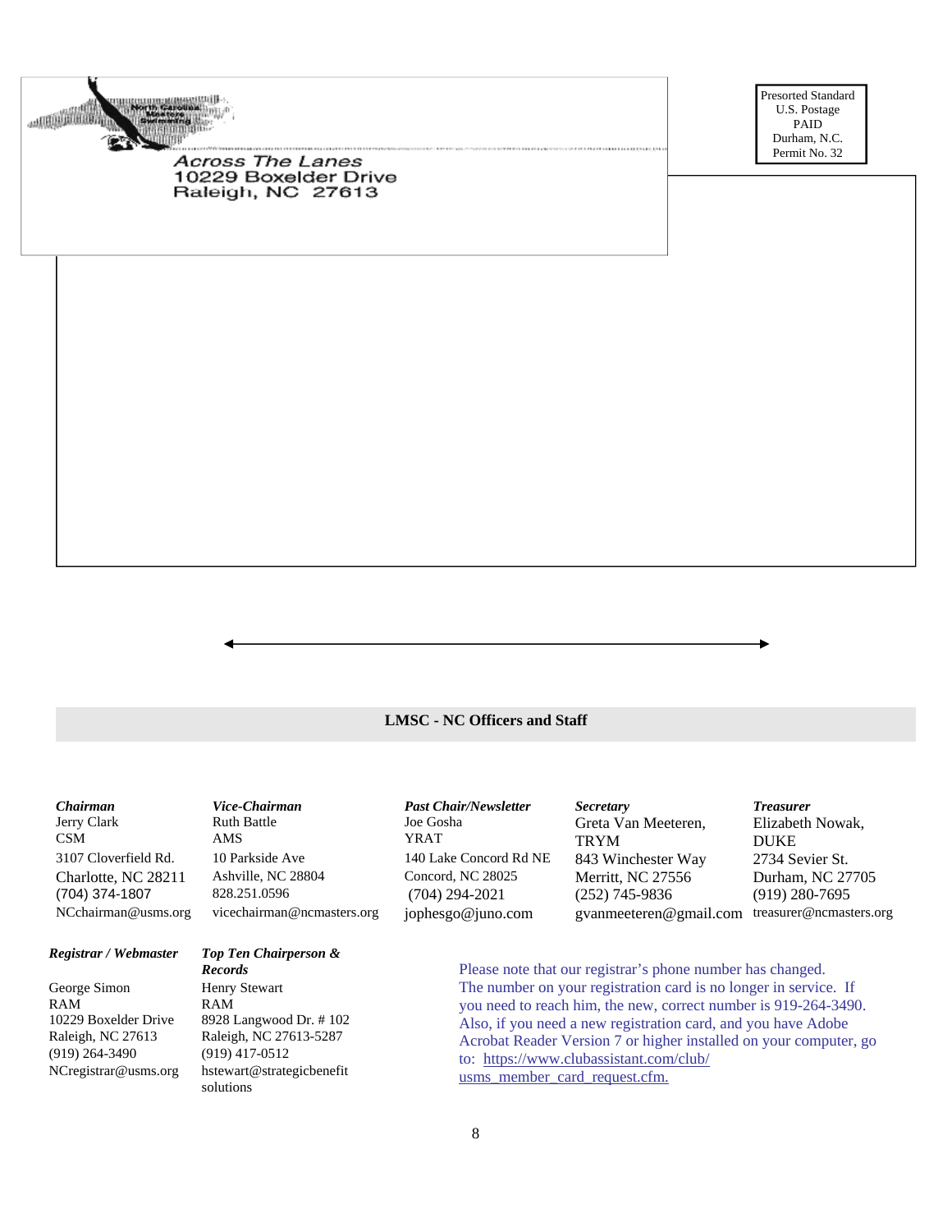Across The Lanes
10229 Boxelder Drive
Raleigh, NC 27613

Presorted Standard
U.S. Postage
PAID
Durham, N.C.
Permit No. 32

## LMSC - NC Officers and Staff

***Chairman***
Jerry Clark
CSM
3107 Cloverfield Rd.
Charlotte, NC 28211
(704) 374-1807
NCchairman@usms.org

***Vice-Chairman***
Ruth Battle
AMS
10 Parkside Ave
Ashville, NC 28804
828.251.0596
vicechairman@ncmasters.org

***Past Chair/Newsletter***
Joe Gosha
YRAT
140 Lake Concord Rd NE
Concord, NC 28025
(704) 294-2021
jophesgo@juno.com

***Secretary***
Greta Van Meeteren,
TRYM
843 Winchester Way
Merritt, NC 27556
(252) 745-9836
gvanmeeteren@gmail.com

***Treasurer***
Elizabeth Nowak,
DUKE
2734 Sevier St.
Durham, NC 27705
(919) 280-7695
treasurer@ncmasters.org

***Registrar / Webmaster***
George Simon
RAM
10229 Boxelder Drive
Raleigh, NC 27613
(919) 264-3490
NCregistrar@usms.org

***Top Ten Chairperson & Records***
Henry Stewart
RAM
8928 Langwood Dr. # 102
Raleigh, NC 27613-5287
(919) 417-0512
hstewart@strategicbenefitsolutions

Please note that our registrar's phone number has changed. The number on your registration card is no longer in service. If you need to reach him, the new, correct number is 919-264-3490. Also, if you need a new registration card, and you have Adobe Acrobat Reader Version 7 or higher installed on your computer, go to: https://www.clubassistant.com/club/usms_member_card_request.cfm.